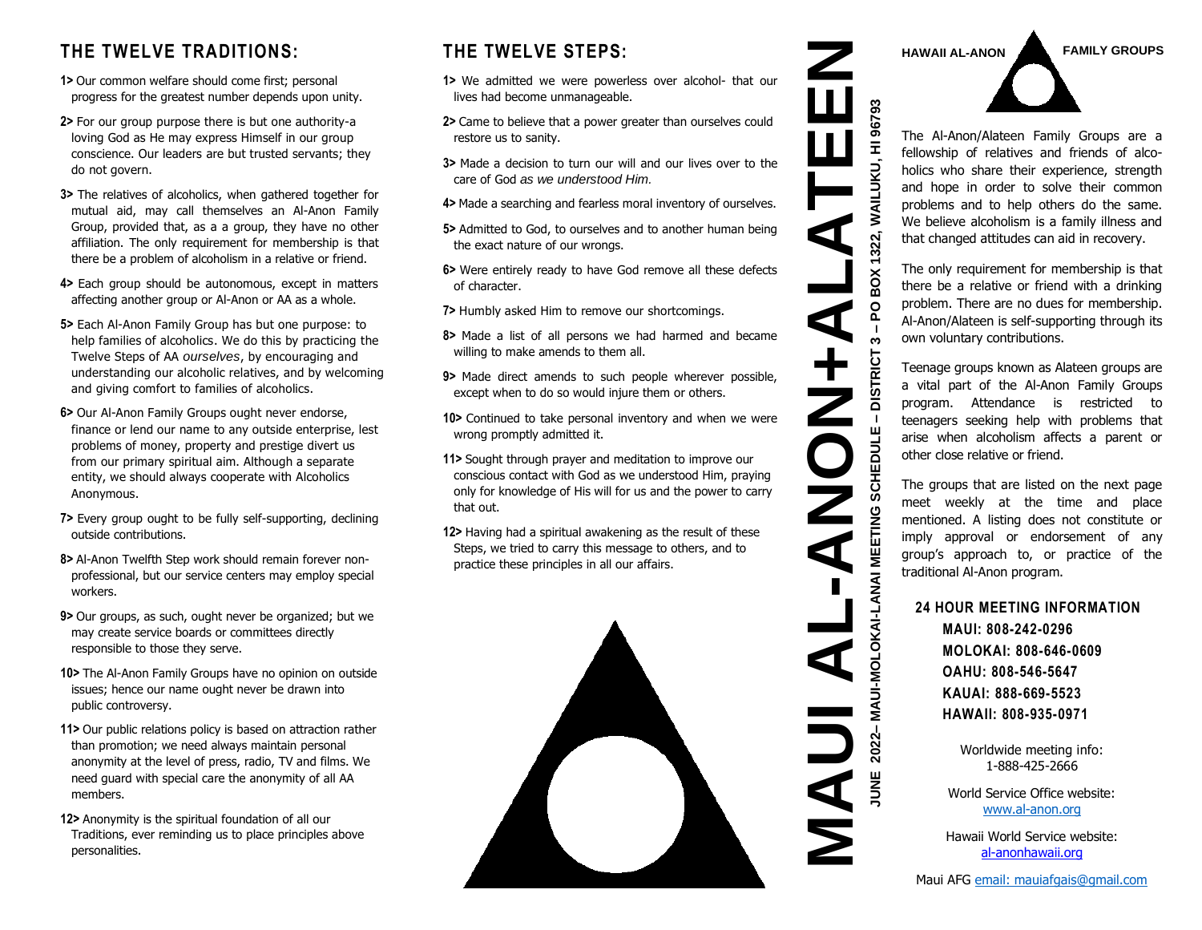## THE TWELVE TRADITIONS:

**1>** Our common welfare should come first; personal progress for the greatest number depends upon unity.

**2>** For our group purpose there is but one authority-a loving God as He may express Himself in our group conscience. Our leaders are but trusted servants; they do not govern.

**3>** The relatives of alcoholics, when gathered together for mutual aid, may call themselves an Al-Anon Family Group, provided that, as a a group, they have no other affiliation. The only requirement for membership is that there be a problem of alcoholism in a relative or friend.

**4>** Each group should be autonomous, except in matters affecting another group or Al-Anon or AA as a whole.

**5>** Each Al-Anon Family Group has but one purpose: to help families of alcoholics. We do this by practicing the Twelve Steps of AA *ourselves*, by encouraging and understanding our alcoholic relatives, and by welcoming and giving comfort to families of alcoholics.

**6>** Our Al-Anon Family Groups ought never endorse, finance or lend our name to any outside enterprise, lest problems of money, property and prestige divert us from our primary spiritual aim. Although a separate entity, we should always cooperate with Alcoholics Anonymous.

**7>** Every group ought to be fully self-supporting, declining outside contributions.

**8>** Al-Anon Twelfth Step work should remain forever non-professional, but our service centers may employ special workers.

**9>** Our groups, as such, ought never be organized; but we may create service boards or committees directly responsible to those they serve.

**10>** The Al-Anon Family Groups have no opinion on outside issues; hence our name ought never be drawn into public controversy.

**11>** Our public relations policy is based on attraction rather than promotion; we need always maintain personal anonymity at the level of press, radio, TV and films. We need guard with special care the anonymity of all AA members.

**12>** Anonymity is the spiritual foundation of all our Traditions, ever reminding us to place principles above personalities.

## THE TWELVE STEPS:

**1>** We admitted we were powerless over alcohol- that our lives had become unmanageable.

**2>** Came to believe that a power greater than ourselves could restore us to sanity.

**3>** Made a decision to turn our will and our lives over to the care of God *as we understood Him.*

**4>** Made a searching and fearless moral inventory of ourselves.

**5>** Admitted to God, to ourselves and to another human being the exact nature of our wrongs.

**6>** Were entirely ready to have God remove all these defects of character.

**7>** Humbly asked Him to remove our shortcomings.

**8>** Made a list of all persons we had harmed and became willing to make amends to them all.

**9>** Made direct amends to such people wherever possible, except when to do so would injure them or others.

**10>** Continued to take personal inventory and when we were wrong promptly admitted it.

**11>** Sought through prayer and meditation to improve our conscious contact with God as we understood Him, praying only for knowledge of His will for us and the power to carry that out.

**12>** Having had a spiritual awakening as the result of these Steps, we tried to carry this message to others, and to practice these principles in all our affairs.

# MAUI AL-ANON+ALATEEN

**JUNE 2022– MAUI-MOLOKAI-LANAI MEETING SCHEDULE – DISTRICT 3 – PO BOX 1322, WAILUKU, HI 96793**

**HAWAII AL-ANON FAMILY GROUPS**

The Al-Anon/Alateen Family Groups are a fellowship of relatives and friends of alcoholics who share their experience, strength and hope in order to solve their common problems and to help others do the same. We believe alcoholism is a family illness and that changed attitudes can aid in recovery.

The only requirement for membership is that there be a relative or friend with a drinking problem. There are no dues for membership. Al-Anon/Alateen is self-supporting through its own voluntary contributions.

Teenage groups known as Alateen groups are a vital part of the Al-Anon Family Groups program. Attendance is restricted to teenagers seeking help with problems that arise when alcoholism affects a parent or other close relative or friend.

The groups that are listed on the next page meet weekly at the time and place mentioned. A listing does not constitute or imply approval or endorsement of any group's approach to, or practice of the traditional Al-Anon program.

**24 HOUR MEETING INFORMATION**

**MAUI: 808-242-0296**
**MOLOKAI: 808-646-0609**
**OAHU: 808-546-5647**
**KAUAI: 888-669-5523**
**HAWAII: 808-935-0971**

Worldwide meeting info:
1-888-425-2666

World Service Office website:
www.al-anon.org

Hawaii World Service website:
al-anonhawaii.org

Maui AFG email: mauiafgais@gmail.com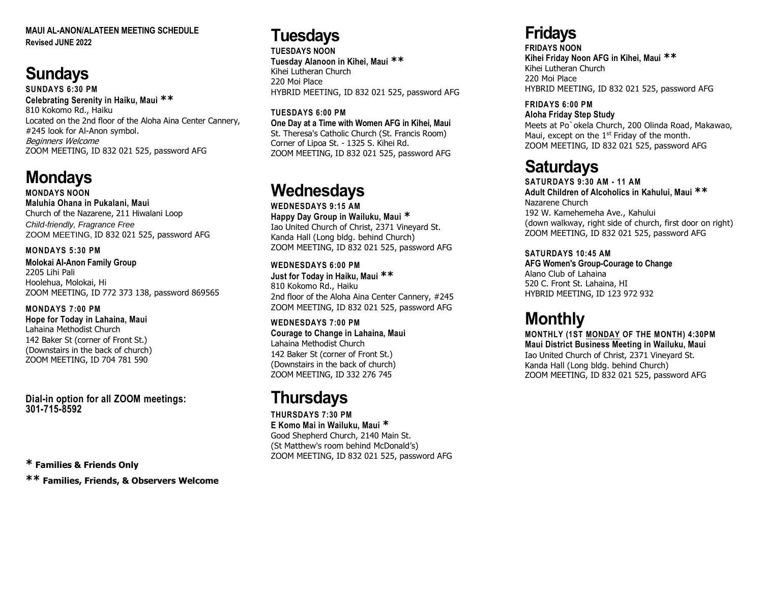**MAUI AL-ANON/ALATEEN MEETING SCHEDULE**
**Revised JUNE 2022**

# Sundays

**SUNDAYS 6:30 PM**
**Celebrating Serenity in Haiku, Maui \*\***
810 Kokomo Rd., Haiku
Located on the 2nd floor of the Aloha Aina Center Cannery, #245 look for Al-Anon symbol.
*Beginners Welcome*
ZOOM MEETING, ID 832 021 525, password AFG

# Mondays

**MONDAYS NOON**
**Maluhia Ohana in Pukalani, Maui**
Church of the Nazarene, 211 Hiwalani Loop
*Child-friendly, Fragrance Free*
ZOOM MEETING, ID 832 021 525, password AFG

**MONDAYS 5:30 PM**
**Molokai Al-Anon Family Group**
2205 Lihi Pali
Hoolehua, Molokai, Hi
ZOOM MEETING, ID 772 373 138, password 869565

**MONDAYS 7:00 PM**
**Hope for Today in Lahaina, Maui**
Lahaina Methodist Church
142 Baker St (corner of Front St.)
(Downstairs in the back of church)
ZOOM MEETING, ID 704 781 590

**Dial-in option for all ZOOM meetings: 301-715-8592**

**\* Families & Friends Only**

**\*\* Families, Friends, & Observers Welcome**

# Tuesdays

**TUESDAYS NOON**
**Tuesday Alanoon in Kihei, Maui \*\***
Kihei Lutheran Church
220 Moi Place
HYBRID MEETING, ID 832 021 525, password AFG

**TUESDAYS 6:00 PM**
**One Day at a Time with Women AFG in Kihei, Maui**
St. Theresa's Catholic Church (St. Francis Room)
Corner of Lipoa St. - 1325 S. Kihei Rd.
ZOOM MEETING, ID 832 021 525, password AFG

# Wednesdays

**WEDNESDAYS 9:15 AM**
**Happy Day Group in Wailuku, Maui \***
Iao United Church of Christ, 2371 Vineyard St.
Kanda Hall (Long bldg. behind Church)
ZOOM MEETING, ID 832 021 525, password AFG

**WEDNESDAYS 6:00 PM**
**Just for Today in Haiku, Maui \*\***
810 Kokomo Rd., Haiku
2nd floor of the Aloha Aina Center Cannery, #245
ZOOM MEETING, ID 832 021 525, password AFG

**WEDNESDAYS 7:00 PM**
**Courage to Change in Lahaina, Maui**
Lahaina Methodist Church
142 Baker St (corner of Front St.)
(Downstairs in the back of church)
ZOOM MEETING, ID 332 276 745

# Thursdays

**THURSDAYS 7:30 PM**
**E Komo Mai in Wailuku, Maui \***
Good Shepherd Church, 2140 Main St.
(St Matthew's room behind McDonald's)
ZOOM MEETING, ID 832 021 525, password AFG

# Fridays

**FRIDAYS NOON**
**Kihei Friday Noon AFG in Kihei, Maui \*\***
Kihei Lutheran Church
220 Moi Place
HYBRID MEETING, ID 832 021 525, password AFG

**FRIDAYS 6:00 PM**
**Aloha Friday Step Study**
Meets at Po`okela Church, 200 Olinda Road, Makawao, Maui, except on the 1st Friday of the month.
ZOOM MEETING, ID 832 021 525, password AFG

# Saturdays

**SATURDAYS 9:30 AM - 11 AM**
**Adult Children of Alcoholics in Kahului, Maui \*\***
Nazarene Church
192 W. Kamehemeha Ave., Kahului
(down walkway, right side of church, first door on right)
ZOOM MEETING, ID 832 021 525, password AFG

**SATURDAYS 10:45 AM**
**AFG Women's Group-Courage to Change**
Alano Club of Lahaina
520 C. Front St. Lahaina, HI
HYBRID MEETING, ID 123 972 932

# Monthly

**MONTHLY (1ST MONDAY OF THE MONTH) 4:30PM**
**Maui District Business Meeting in Wailuku, Maui**
Iao United Church of Christ, 2371 Vineyard St.
Kanda Hall (Long bldg. behind Church)
ZOOM MEETING, ID 832 021 525, password AFG